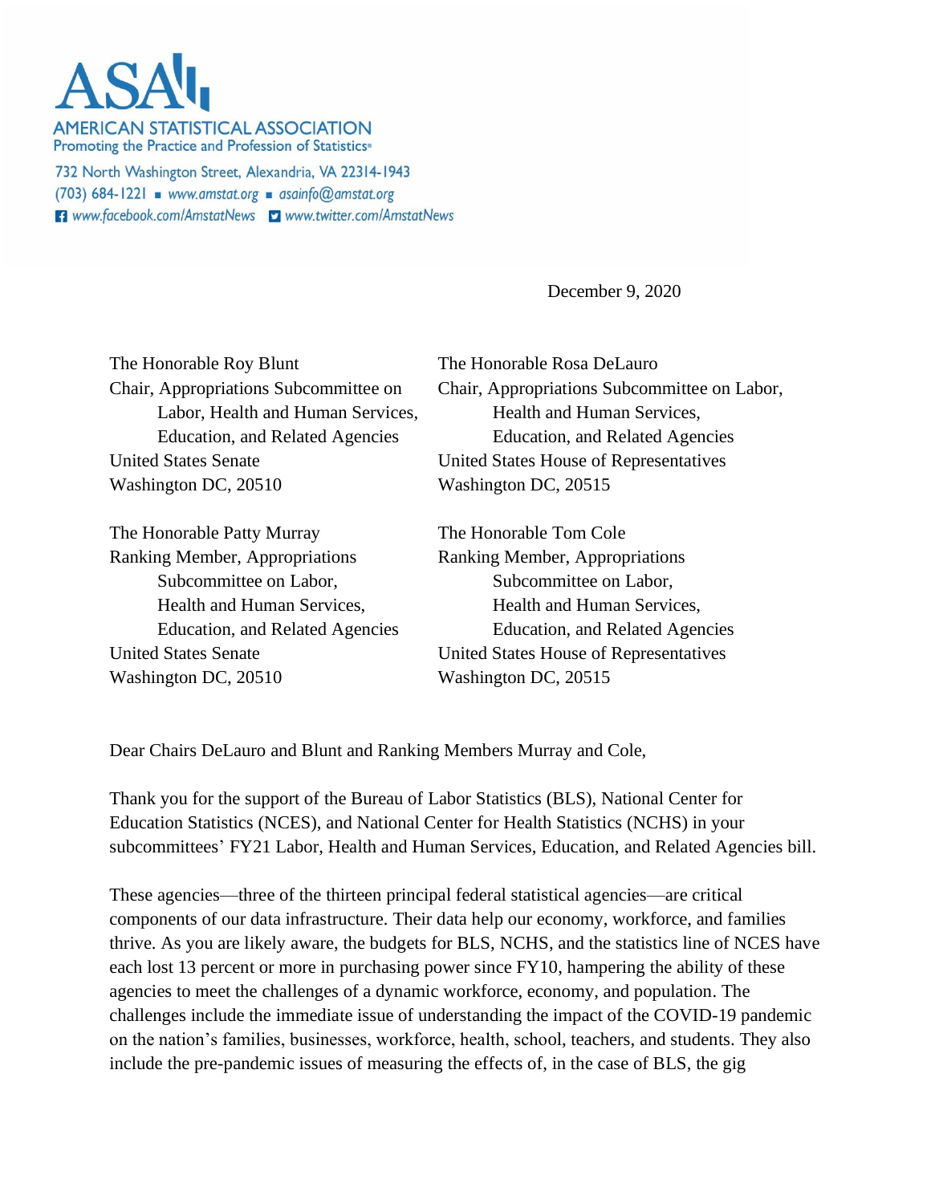**AMERICAN STATISTICAL ASSOCIATION**
Promoting the Practice and Profession of Statistics®

732 North Washington Street, Alexandria, VA 22314-1943
(703) 684-1221 ■ www.amstat.org ■ asainfo@amstat.org
www.facebook.com/AmstatNews www.twitter.com/AmstatNews

December 9, 2020

The Honorable Roy Blunt
Chair, Appropriations Subcommittee on Labor, Health and Human Services, Education, and Related Agencies
United States Senate
Washington DC, 20510

The Honorable Rosa DeLauro
Chair, Appropriations Subcommittee on Labor, Health and Human Services, Education, and Related Agencies
United States House of Representatives
Washington DC, 20515

The Honorable Patty Murray
Ranking Member, Appropriations Subcommittee on Labor, Health and Human Services, Education, and Related Agencies
United States Senate
Washington DC, 20510

The Honorable Tom Cole
Ranking Member, Appropriations Subcommittee on Labor, Health and Human Services, Education, and Related Agencies
United States House of Representatives
Washington DC, 20515

Dear Chairs DeLauro and Blunt and Ranking Members Murray and Cole,

Thank you for the support of the Bureau of Labor Statistics (BLS), National Center for Education Statistics (NCES), and National Center for Health Statistics (NCHS) in your subcommittees' FY21 Labor, Health and Human Services, Education, and Related Agencies bill.

These agencies—three of the thirteen principal federal statistical agencies—are critical components of our data infrastructure. Their data help our economy, workforce, and families thrive. As you are likely aware, the budgets for BLS, NCHS, and the statistics line of NCES have each lost 13 percent or more in purchasing power since FY10, hampering the ability of these agencies to meet the challenges of a dynamic workforce, economy, and population. The challenges include the immediate issue of understanding the impact of the COVID-19 pandemic on the nation's families, businesses, workforce, health, school, teachers, and students. They also include the pre-pandemic issues of measuring the effects of, in the case of BLS, the gig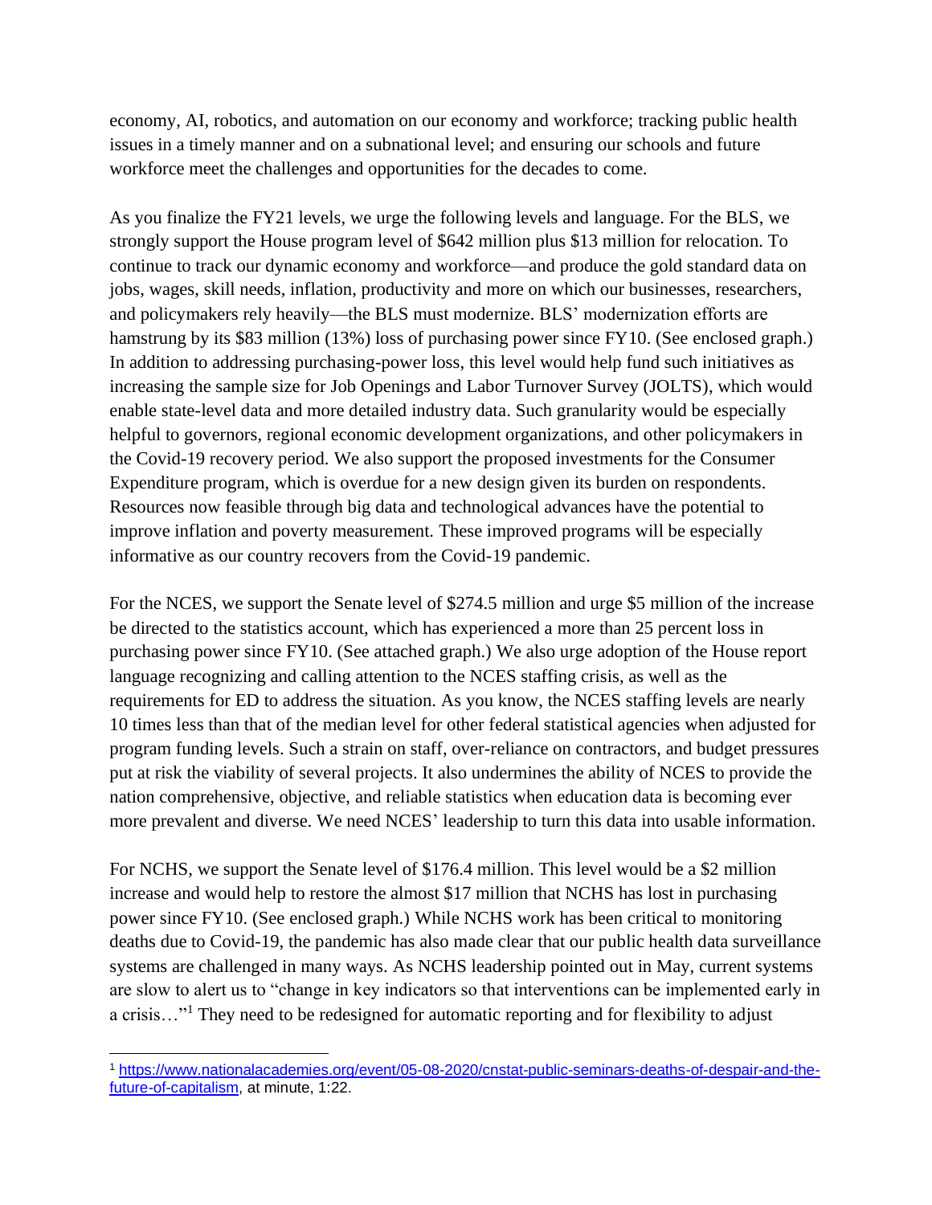economy, AI, robotics, and automation on our economy and workforce; tracking public health issues in a timely manner and on a subnational level; and ensuring our schools and future workforce meet the challenges and opportunities for the decades to come.

As you finalize the FY21 levels, we urge the following levels and language. For the BLS, we strongly support the House program level of $642 million plus $13 million for relocation. To continue to track our dynamic economy and workforce—and produce the gold standard data on jobs, wages, skill needs, inflation, productivity and more on which our businesses, researchers, and policymakers rely heavily—the BLS must modernize. BLS' modernization efforts are hamstrung by its $83 million (13%) loss of purchasing power since FY10. (See enclosed graph.) In addition to addressing purchasing-power loss, this level would help fund such initiatives as increasing the sample size for Job Openings and Labor Turnover Survey (JOLTS), which would enable state-level data and more detailed industry data. Such granularity would be especially helpful to governors, regional economic development organizations, and other policymakers in the Covid-19 recovery period. We also support the proposed investments for the Consumer Expenditure program, which is overdue for a new design given its burden on respondents. Resources now feasible through big data and technological advances have the potential to improve inflation and poverty measurement. These improved programs will be especially informative as our country recovers from the Covid-19 pandemic.

For the NCES, we support the Senate level of $274.5 million and urge $5 million of the increase be directed to the statistics account, which has experienced a more than 25 percent loss in purchasing power since FY10. (See attached graph.) We also urge adoption of the House report language recognizing and calling attention to the NCES staffing crisis, as well as the requirements for ED to address the situation. As you know, the NCES staffing levels are nearly 10 times less than that of the median level for other federal statistical agencies when adjusted for program funding levels. Such a strain on staff, over-reliance on contractors, and budget pressures put at risk the viability of several projects. It also undermines the ability of NCES to provide the nation comprehensive, objective, and reliable statistics when education data is becoming ever more prevalent and diverse. We need NCES' leadership to turn this data into usable information.

For NCHS, we support the Senate level of $176.4 million. This level would be a $2 million increase and would help to restore the almost $17 million that NCHS has lost in purchasing power since FY10. (See enclosed graph.) While NCHS work has been critical to monitoring deaths due to Covid-19, the pandemic has also made clear that our public health data surveillance systems are challenged in many ways. As NCHS leadership pointed out in May, current systems are slow to alert us to "change in key indicators so that interventions can be implemented early in a crisis…"[1] They need to be redesigned for automatic reporting and for flexibility to adjust

---

[1] https://www.nationalacademies.org/event/05-08-2020/cnstat-public-seminars-deaths-of-despair-and-the-future-of-capitalism, at minute, 1:22.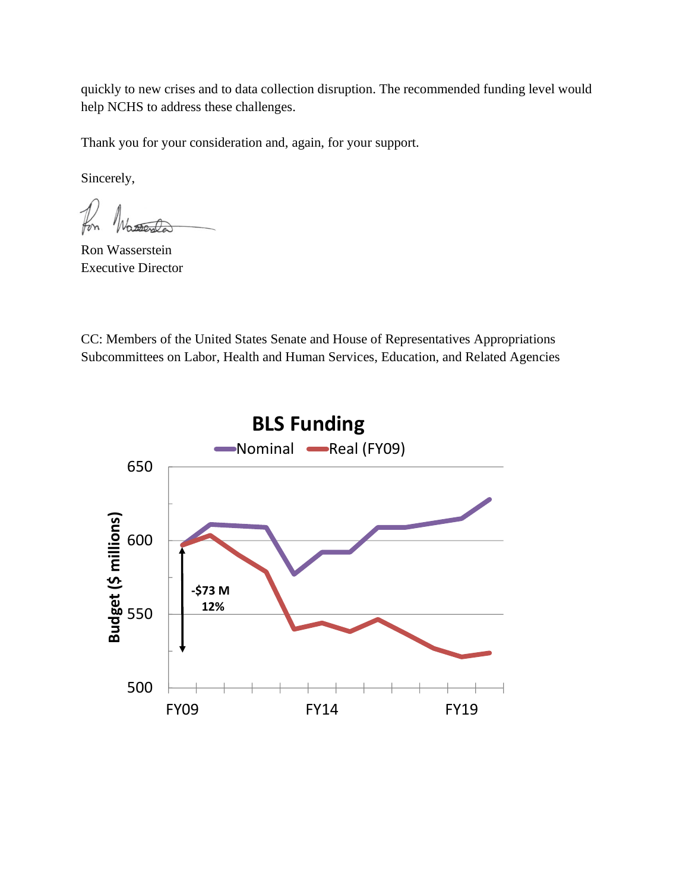quickly to new crises and to data collection disruption. The recommended funding level would help NCHS to address these challenges.

Thank you for your consideration and, again, for your support.

Sincerely,

Ron Wasserstein
Executive Director

CC: Members of the United States Senate and House of Representatives Appropriations Subcommittees on Labor, Health and Human Services, Education, and Related Agencies

**BLS Funding**

Nominal — Real (FY09)

Budget ($ millions): 500, 550, 600, 650

FY09, FY14, FY19

-$73 M
12%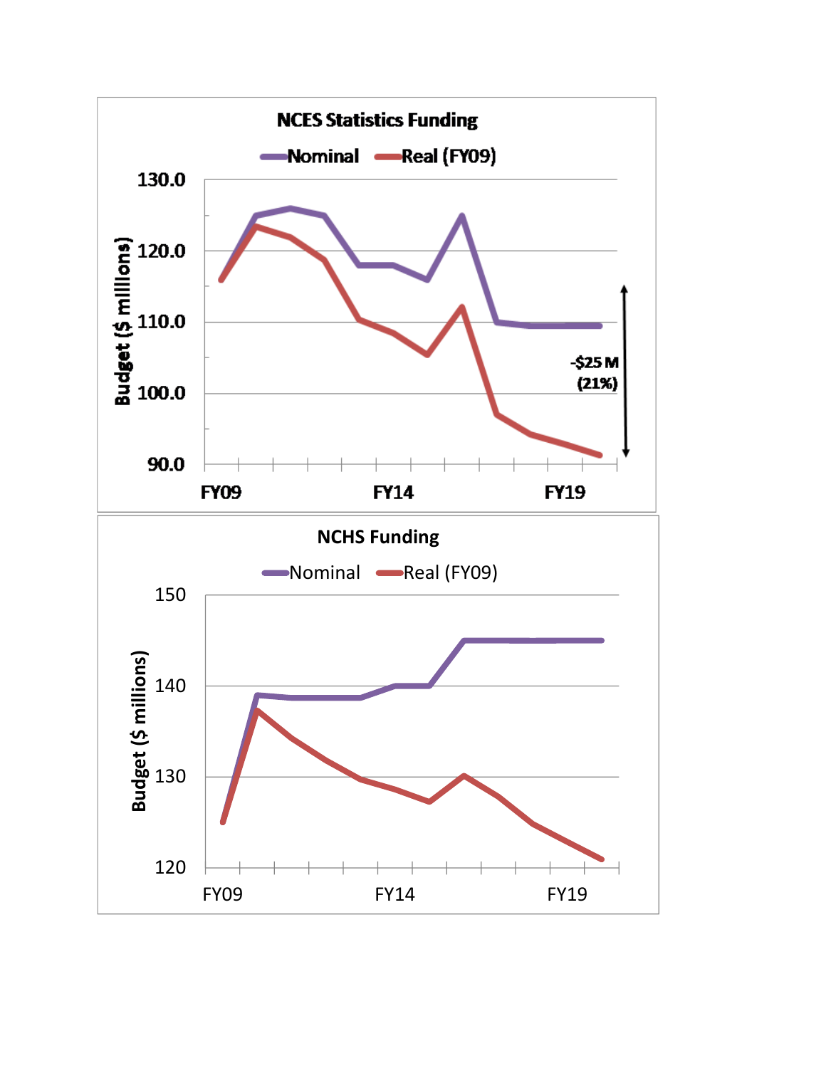NCES Statistics Funding

Nominal
Real (FY09)

Budget ($ millions)

130.0
120.0
110.0
100.0
90.0

FY09
FY14
FY19

-$25 M
(21%)

NCHS Funding

Nominal
Real (FY09)

Budget ($ millions)

150
140
130
120

FY09
FY14
FY19